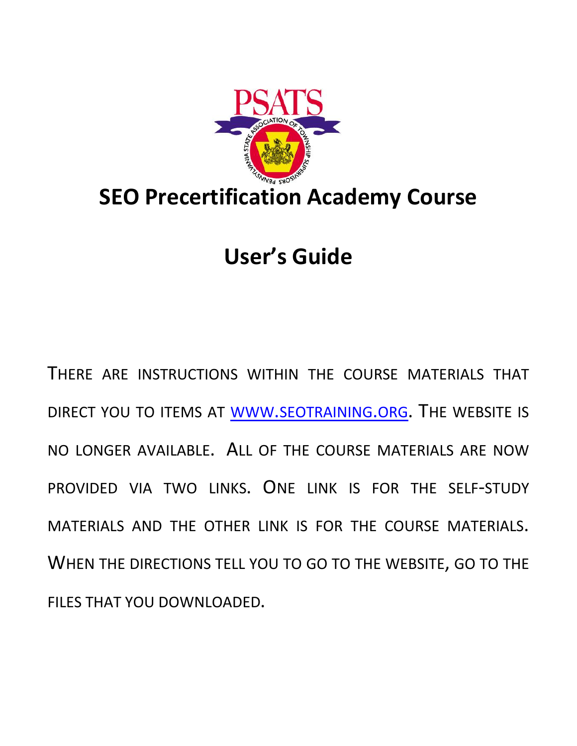# SEO Precertification Academy Course

# User's Guide

THERE ARE INSTRUCTIONS WITHIN THE COURSE MATERIALS THAT DIRECT YOU TO ITEMS AT [WWW.SEOTRAINING.ORG](http://www.seotraining.org). THE WEBSITE IS NO LONGER AVAILABLE. ALL OF THE COURSE MATERIALS ARE NOW PROVIDED VIA TWO LINKS. ONE LINK IS FOR THE SELF-STUDY MATERIALS AND THE OTHER LINK IS FOR THE COURSE MATERIALS. WHEN THE DIRECTIONS TELL YOU TO GO TO THE WEBSITE, GO TO THE FILES THAT YOU DOWNLOADED.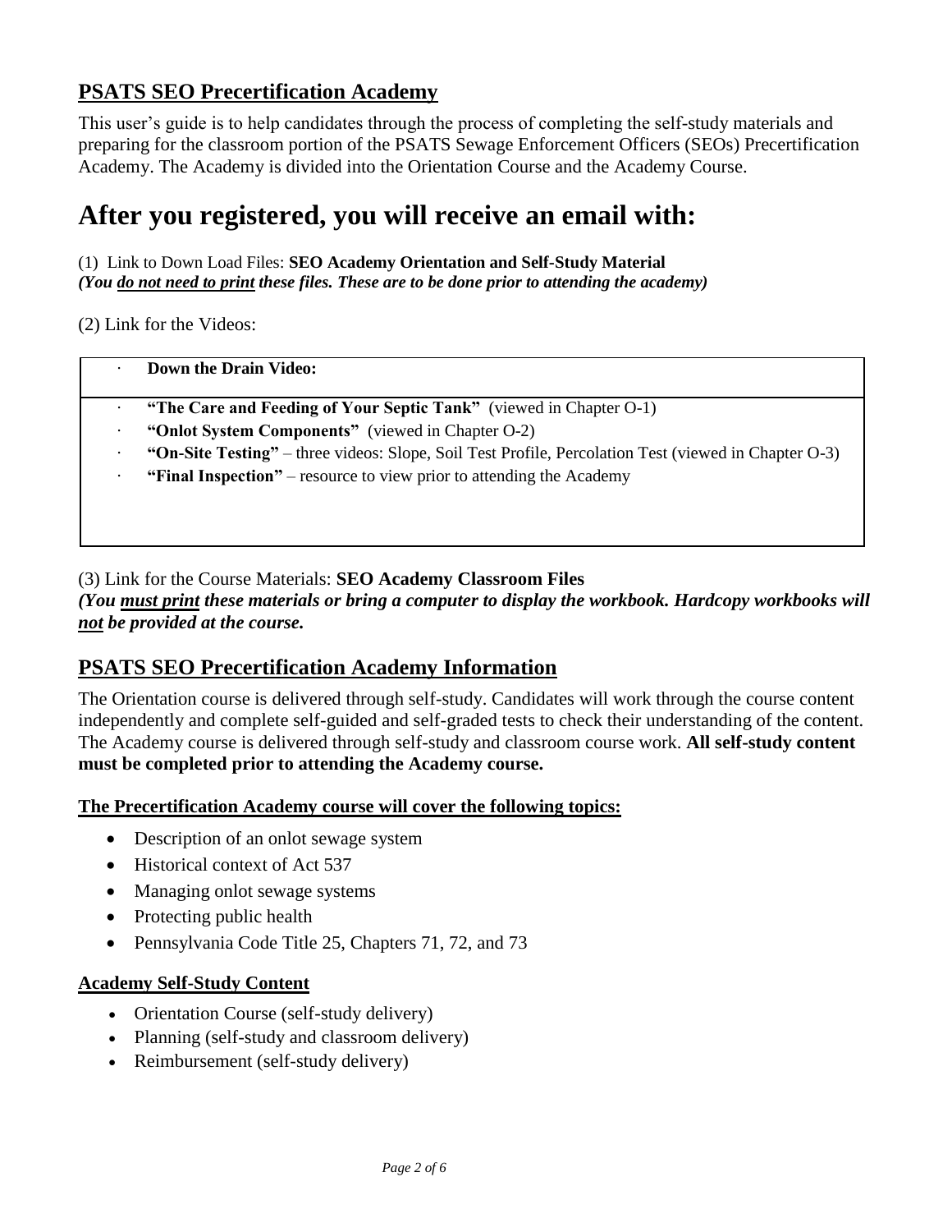## PSATS SEO Precertification Academy

This user's guide is to help candidates through the process of completing the self-study materials and preparing for the classroom portion of the PSATS Sewage Enforcement Officers (SEOs) Precertification Academy. The Academy is divided into the Orientation Course and the Academy Course.

# After you registered, you will receive an email with:

(1) Link to Down Load Files: **SEO Academy Orientation and Self-Study Material**
***(You do not need to print these files. These are to be done prior to attending the academy)***

(2) Link for the Videos:

- **Down the Drain Video:**
- **"The Care and Feeding of Your Septic Tank"** (viewed in Chapter O-1)
- **"Onlot System Components"** (viewed in Chapter O-2)
- **"On-Site Testing"** – three videos: Slope, Soil Test Profile, Percolation Test (viewed in Chapter O-3)
- **"Final Inspection"** – resource to view prior to attending the Academy

(3) Link for the Course Materials: **SEO Academy Classroom Files**
***(You must print these materials or bring a computer to display the workbook. Hardcopy workbooks will not be provided at the course.***

## PSATS SEO Precertification Academy Information

The Orientation course is delivered through self-study. Candidates will work through the course content independently and complete self-guided and self-graded tests to check their understanding of the content. The Academy course is delivered through self-study and classroom course work. **All self-study content must be completed prior to attending the Academy course.**

### The Precertification Academy course will cover the following topics:

- Description of an onlot sewage system
- Historical context of Act 537
- Managing onlot sewage systems
- Protecting public health
- Pennsylvania Code Title 25, Chapters 71, 72, and 73

### Academy Self-Study Content

- Orientation Course (self-study delivery)
- Planning (self-study and classroom delivery)
- Reimbursement (self-study delivery)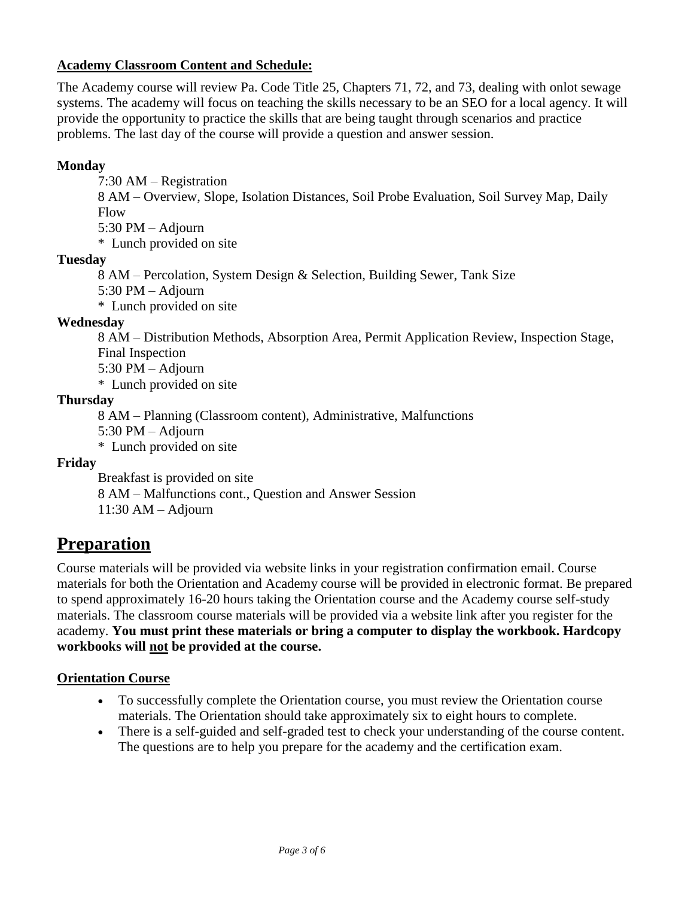**Academy Classroom Content and Schedule:**

The Academy course will review Pa. Code Title 25, Chapters 71, 72, and 73, dealing with onlot sewage systems. The academy will focus on teaching the skills necessary to be an SEO for a local agency. It will provide the opportunity to practice the skills that are being taught through scenarios and practice problems. The last day of the course will provide a question and answer session.

**Monday**

7:30 AM – Registration

8 AM – Overview, Slope, Isolation Distances, Soil Probe Evaluation, Soil Survey Map, Daily Flow

5:30 PM – Adjourn

\* Lunch provided on site

**Tuesday**

8 AM – Percolation, System Design & Selection, Building Sewer, Tank Size

5:30 PM – Adjourn

\* Lunch provided on site

**Wednesday**

8 AM – Distribution Methods, Absorption Area, Permit Application Review, Inspection Stage, Final Inspection

5:30 PM – Adjourn

\* Lunch provided on site

**Thursday**

8 AM – Planning (Classroom content), Administrative, Malfunctions

5:30 PM – Adjourn

\* Lunch provided on site

**Friday**

Breakfast is provided on site

8 AM – Malfunctions cont., Question and Answer Session

11:30 AM – Adjourn

# Preparation

Course materials will be provided via website links in your registration confirmation email. Course materials for both the Orientation and Academy course will be provided in electronic format. Be prepared to spend approximately 16-20 hours taking the Orientation course and the Academy course self-study materials. The classroom course materials will be provided via a website link after you register for the academy. **You must print these materials or bring a computer to display the workbook. Hardcopy workbooks will not be provided at the course.**

**Orientation Course**

- To successfully complete the Orientation course, you must review the Orientation course materials. The Orientation should take approximately six to eight hours to complete.
- There is a self-guided and self-graded test to check your understanding of the course content. The questions are to help you prepare for the academy and the certification exam.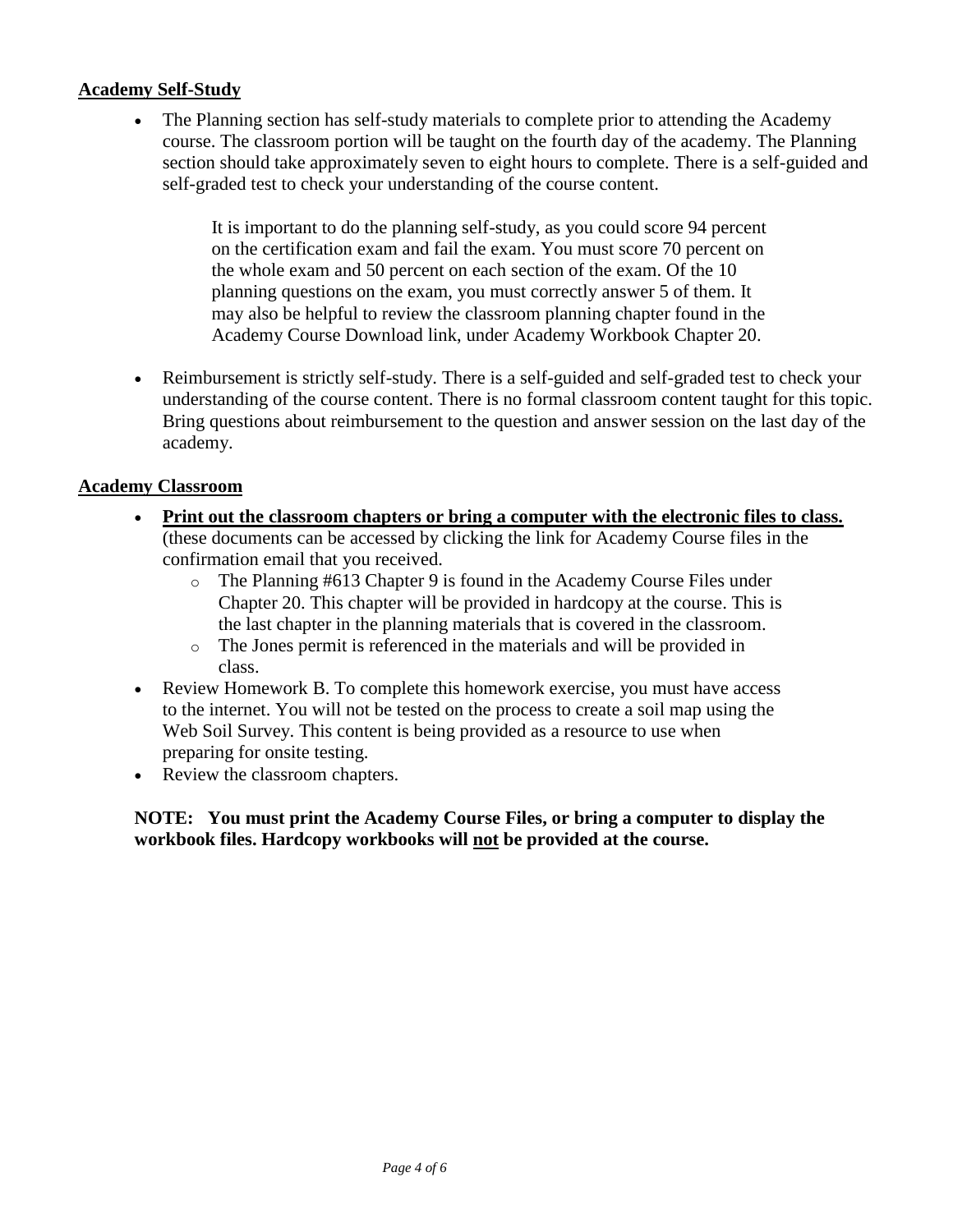**Academy Self-Study**

- The Planning section has self-study materials to complete prior to attending the Academy course. The classroom portion will be taught on the fourth day of the academy. The Planning section should take approximately seven to eight hours to complete. There is a self-guided and self-graded test to check your understanding of the course content.

  > It is important to do the planning self-study, as you could score 94 percent on the certification exam and fail the exam. You must score 70 percent on the whole exam and 50 percent on each section of the exam. Of the 10 planning questions on the exam, you must correctly answer 5 of them. It may also be helpful to review the classroom planning chapter found in the Academy Course Download link, under Academy Workbook Chapter 20.

- Reimbursement is strictly self-study. There is a self-guided and self-graded test to check your understanding of the course content. There is no formal classroom content taught for this topic. Bring questions about reimbursement to the question and answer session on the last day of the academy.

**Academy Classroom**

- **Print out the classroom chapters or bring a computer with the electronic files to class.** (these documents can be accessed by clicking the link for Academy Course files in the confirmation email that you received.
  - The Planning #613 Chapter 9 is found in the Academy Course Files under Chapter 20. This chapter will be provided in hardcopy at the course. This is the last chapter in the planning materials that is covered in the classroom.
  - The Jones permit is referenced in the materials and will be provided in class.
- Review Homework B. To complete this homework exercise, you must have access to the internet. You will not be tested on the process to create a soil map using the Web Soil Survey. This content is being provided as a resource to use when preparing for onsite testing.
- Review the classroom chapters.

**NOTE: You must print the Academy Course Files, or bring a computer to display the workbook files. Hardcopy workbooks will not be provided at the course.**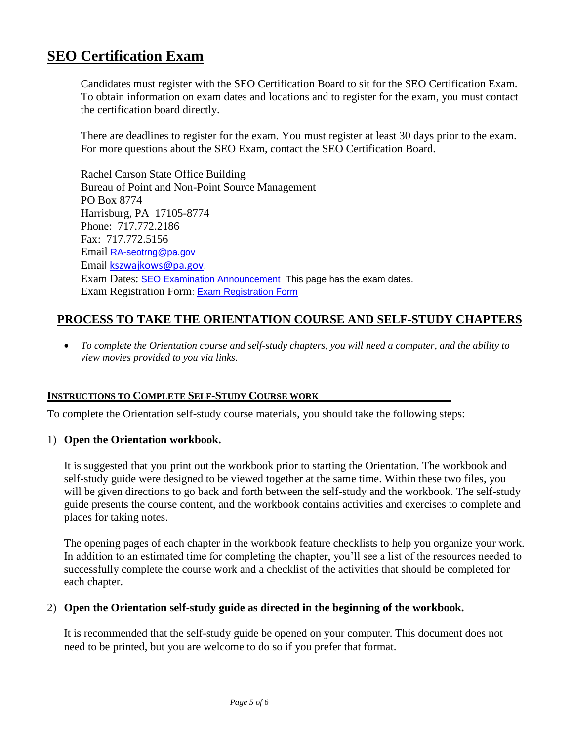## SEO Certification Exam

Candidates must register with the SEO Certification Board to sit for the SEO Certification Exam. To obtain information on exam dates and locations and to register for the exam, you must contact the certification board directly.

There are deadlines to register for the exam. You must register at least 30 days prior to the exam. For more questions about the SEO Exam, contact the SEO Certification Board.

Rachel Carson State Office Building
Bureau of Point and Non-Point Source Management
PO Box 8774
Harrisburg, PA 17105-8774
Phone: 717.772.2186
Fax: 717.772.5156
Email RA-seotrng@pa.gov
Email kszwajkows@pa.gov.
Exam Dates: SEO Examination Announcement This page has the exam dates.
Exam Registration Form: Exam Registration Form

### PROCESS TO TAKE THE ORIENTATION COURSE AND SELF-STUDY CHAPTERS

- *To complete the Orientation course and self-study chapters, you will need a computer, and the ability to view movies provided to you via links.*

#### INSTRUCTIONS TO COMPLETE SELF-STUDY COURSE WORK

To complete the Orientation self-study course materials, you should take the following steps:

1) **Open the Orientation workbook.**

   It is suggested that you print out the workbook prior to starting the Orientation. The workbook and self-study guide were designed to be viewed together at the same time. Within these two files, you will be given directions to go back and forth between the self-study and the workbook. The self-study guide presents the course content, and the workbook contains activities and exercises to complete and places for taking notes.

   The opening pages of each chapter in the workbook feature checklists to help you organize your work. In addition to an estimated time for completing the chapter, you'll see a list of the resources needed to successfully complete the course work and a checklist of the activities that should be completed for each chapter.

2) **Open the Orientation self-study guide as directed in the beginning of the workbook.**

   It is recommended that the self-study guide be opened on your computer. This document does not need to be printed, but you are welcome to do so if you prefer that format.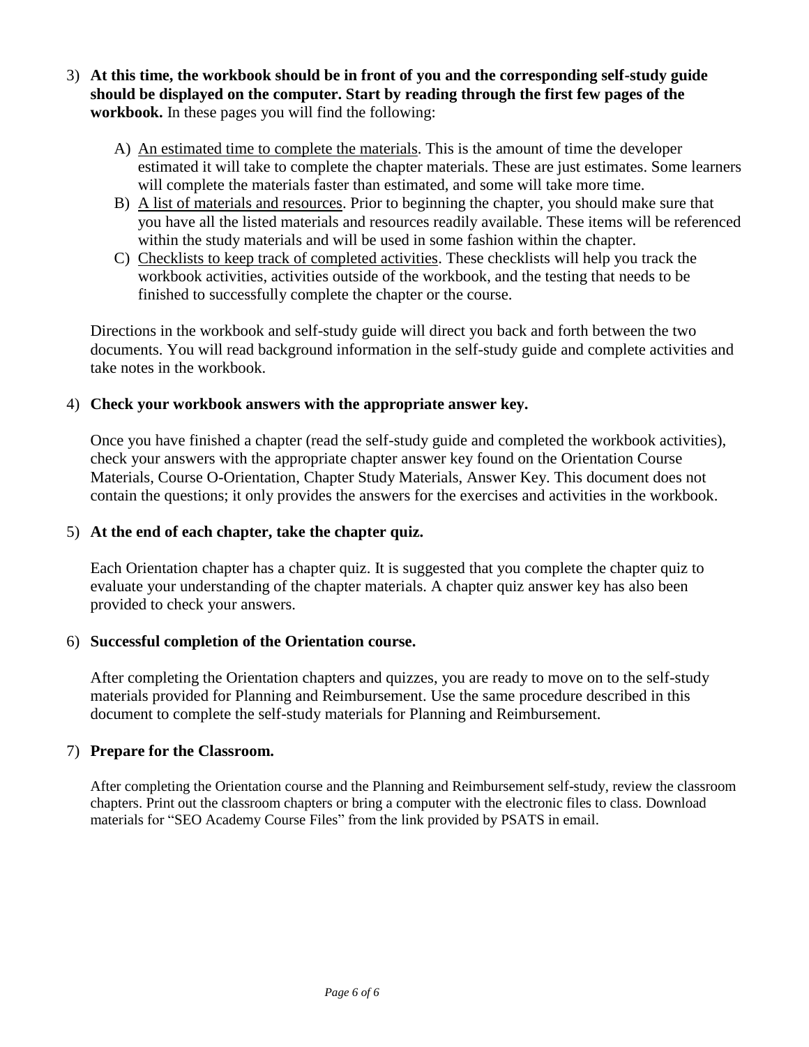3) **At this time, the workbook should be in front of you and the corresponding self-study guide should be displayed on the computer. Start by reading through the first few pages of the workbook.** In these pages you will find the following:

   A) An estimated time to complete the materials. This is the amount of time the developer estimated it will take to complete the chapter materials. These are just estimates. Some learners will complete the materials faster than estimated, and some will take more time.

   B) A list of materials and resources. Prior to beginning the chapter, you should make sure that you have all the listed materials and resources readily available. These items will be referenced within the study materials and will be used in some fashion within the chapter.

   C) Checklists to keep track of completed activities. These checklists will help you track the workbook activities, activities outside of the workbook, and the testing that needs to be finished to successfully complete the chapter or the course.

   Directions in the workbook and self-study guide will direct you back and forth between the two documents. You will read background information in the self-study guide and complete activities and take notes in the workbook.

4) **Check your workbook answers with the appropriate answer key.**

   Once you have finished a chapter (read the self-study guide and completed the workbook activities), check your answers with the appropriate chapter answer key found on the Orientation Course Materials, Course O-Orientation, Chapter Study Materials, Answer Key. This document does not contain the questions; it only provides the answers for the exercises and activities in the workbook.

5) **At the end of each chapter, take the chapter quiz.**

   Each Orientation chapter has a chapter quiz. It is suggested that you complete the chapter quiz to evaluate your understanding of the chapter materials. A chapter quiz answer key has also been provided to check your answers.

6) **Successful completion of the Orientation course.**

   After completing the Orientation chapters and quizzes, you are ready to move on to the self-study materials provided for Planning and Reimbursement. Use the same procedure described in this document to complete the self-study materials for Planning and Reimbursement.

7) **Prepare for the Classroom.**

   After completing the Orientation course and the Planning and Reimbursement self-study, review the classroom chapters. Print out the classroom chapters or bring a computer with the electronic files to class. Download materials for "SEO Academy Course Files" from the link provided by PSATS in email.